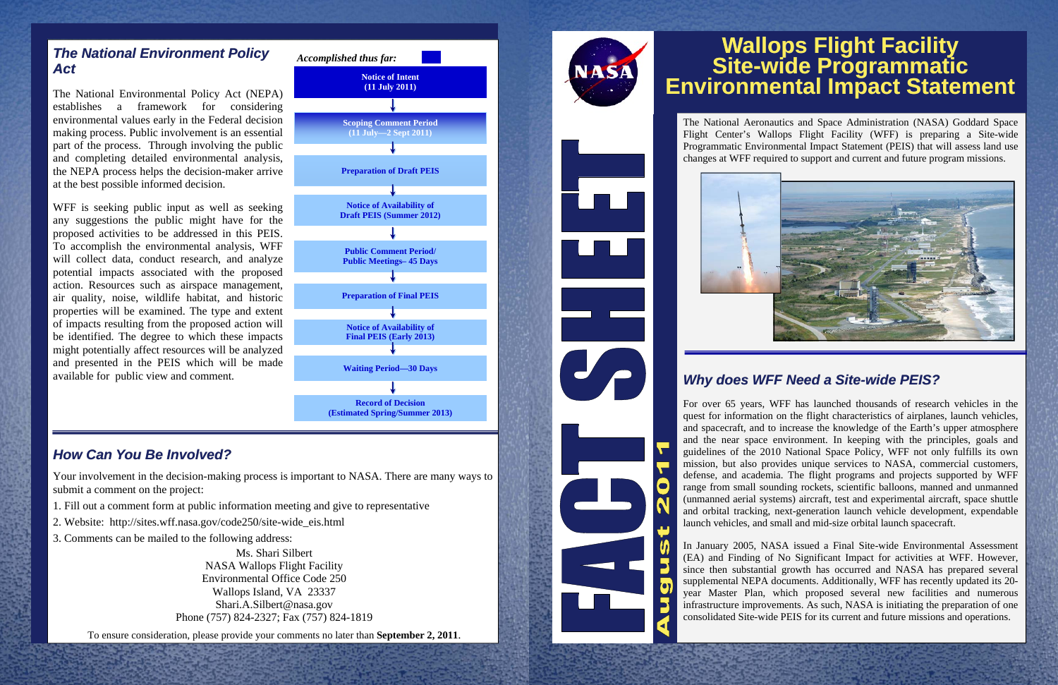# Wallops Flight Facility Site-wide Programmatic Environmental Impact Statement

FACT SHEET

August 2011

The National Aeronautics and Space Administration (NASA) Goddard Space Flight Center's Wallops Flight Facility (WFF) is preparing a Site-wide Programmatic Environmental Impact Statement (PEIS) that will assess land use changes at WFF required to support and current and future program missions.

## Why does WFF Need a Site-wide PEIS?

For over 65 years, WFF has launched thousands of research vehicles in the quest for information on the flight characteristics of airplanes, launch vehicles, and spacecraft, and to increase the knowledge of the Earth's upper atmosphere and the near space environment. In keeping with the principles, goals and guidelines of the 2010 National Space Policy, WFF not only fulfills its own mission, but also provides unique services to NASA, commercial customers, defense, and academia. The flight programs and projects supported by WFF range from small sounding rockets, scientific balloons, manned and unmanned (unmanned aerial systems) aircraft, test and experimental aircraft, space shuttle and orbital tracking, next-generation launch vehicle development, expendable launch vehicles, and small and mid-size orbital launch spacecraft.

In January 2005, NASA issued a Final Site-wide Environmental Assessment (EA) and Finding of No Significant Impact for activities at WFF. However, since then substantial growth has occurred and NASA has prepared several supplemental NEPA documents. Additionally, WFF has recently updated its 20-year Master Plan, which proposed several new facilities and numerous infrastructure improvements. As such, NASA is initiating the preparation of one consolidated Site-wide PEIS for its current and future missions and operations.

## *The National Environment Policy Act*

The National Environmental Policy Act (NEPA) establishes a framework for considering environmental values early in the Federal decision making process. Public involvement is an essential part of the process. Through involving the public and completing detailed environmental analysis, the NEPA process helps the decision-maker arrive at the best possible informed decision.

WFF is seeking public input as well as seeking any suggestions the public might have for the proposed activities to be addressed in this PEIS. To accomplish the environmental analysis, WFF will collect data, conduct research, and analyze potential impacts associated with the proposed action. Resources such as airspace management, air quality, noise, wildlife habitat, and historic properties will be examined. The type and extent of impacts resulting from the proposed action will be identified. The degree to which these impacts might potentially affect resources will be analyzed and presented in the PEIS which will be made available for public view and comment.

*Accomplished thus far:*

- **Notice of Intent (11 July 2011)**
- ↓ **Scoping Comment Period (11 July—2 Sept 2011)**
- ↓ **Preparation of Draft PEIS**
- ↓ **Notice of Availability of Draft PEIS (Summer 2012)**
- ↓ **Public Comment Period/ Public Meetings– 45 Days**
- ↓ **Preparation of Final PEIS**
- ↓ **Notice of Availability of Final PEIS (Early 2013)**
- ↓ **Waiting Period—30 Days**
- ↓ **Record of Decision (Estimated Spring/Summer 2013)**

## *How Can You Be Involved?*

Your involvement in the decision-making process is important to NASA. There are many ways to submit a comment on the project:

1. Fill out a comment form at public information meeting and give to representative
2. Website: http://sites.wff.nasa.gov/code250/site-wide_eis.html
3. Comments can be mailed to the following address:

Ms. Shari Silbert
NASA Wallops Flight Facility
Environmental Office Code 250
Wallops Island, VA 23337
Shari.A.Silbert@nasa.gov
Phone (757) 824-2327; Fax (757) 824-1819

To ensure consideration, please provide your comments no later than **September 2, 2011**.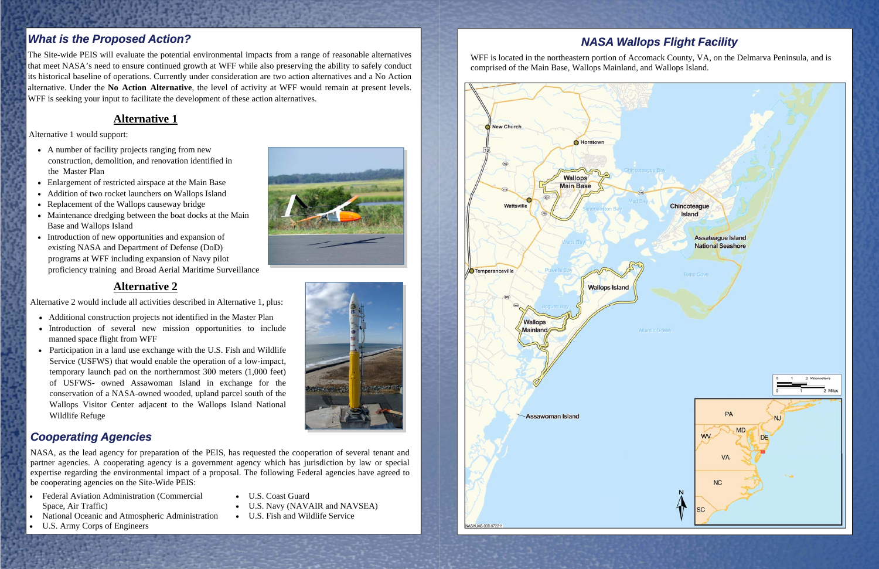## What is the Proposed Action?

The Site-wide PEIS will evaluate the potential environmental impacts from a range of reasonable alternatives that meet NASA's need to ensure continued growth at WFF while also preserving the ability to safely conduct its historical baseline of operations. Currently under consideration are two action alternatives and a No Action alternative. Under the **No Action Alternative**, the level of activity at WFF would remain at present levels. WFF is seeking your input to facilitate the development of these action alternatives.

### Alternative 1

Alternative 1 would support:

- A number of facility projects ranging from new construction, demolition, and renovation identified in the Master Plan
- Enlargement of restricted airspace at the Main Base
- Addition of two rocket launchers on Wallops Island
- Replacement of the Wallops causeway bridge
- Maintenance dredging between the boat docks at the Main Base and Wallops Island
- Introduction of new opportunities and expansion of existing NASA and Department of Defense (DoD) programs at WFF including expansion of Navy pilot proficiency training and Broad Aerial Maritime Surveillance

### Alternative 2

Alternative 2 would include all activities described in Alternative 1, plus:

- Additional construction projects not identified in the Master Plan
- Introduction of several new mission opportunities to include manned space flight from WFF
- Participation in a land use exchange with the U.S. Fish and Wildlife Service (USFWS) that would enable the operation of a low-impact, temporary launch pad on the northernmost 300 meters (1,000 feet) of USFWS- owned Assawoman Island in exchange for the conservation of a NASA-owned wooded, upland parcel south of the Wallops Visitor Center adjacent to the Wallops Island National Wildlife Refuge

## Cooperating Agencies

NASA, as the lead agency for preparation of the PEIS, has requested the cooperation of several tenant and partner agencies. A cooperating agency is a government agency which has jurisdiction by law or special expertise regarding the environmental impact of a proposal. The following Federal agencies have agreed to be cooperating agencies on the Site-Wide PEIS:

- Federal Aviation Administration (Commercial Space, Air Traffic)
- National Oceanic and Atmospheric Administration
- U.S. Army Corps of Engineers
- U.S. Coast Guard
- U.S. Navy (NAVAIR and NAVSEA)
- U.S. Fish and Wildlife Service

## NASA Wallops Flight Facility

WFF is located in the northeastern portion of Accomack County, VA, on the Delmarva Peninsula, and is comprised of the Main Base, Wallops Mainland, and Wallops Island.